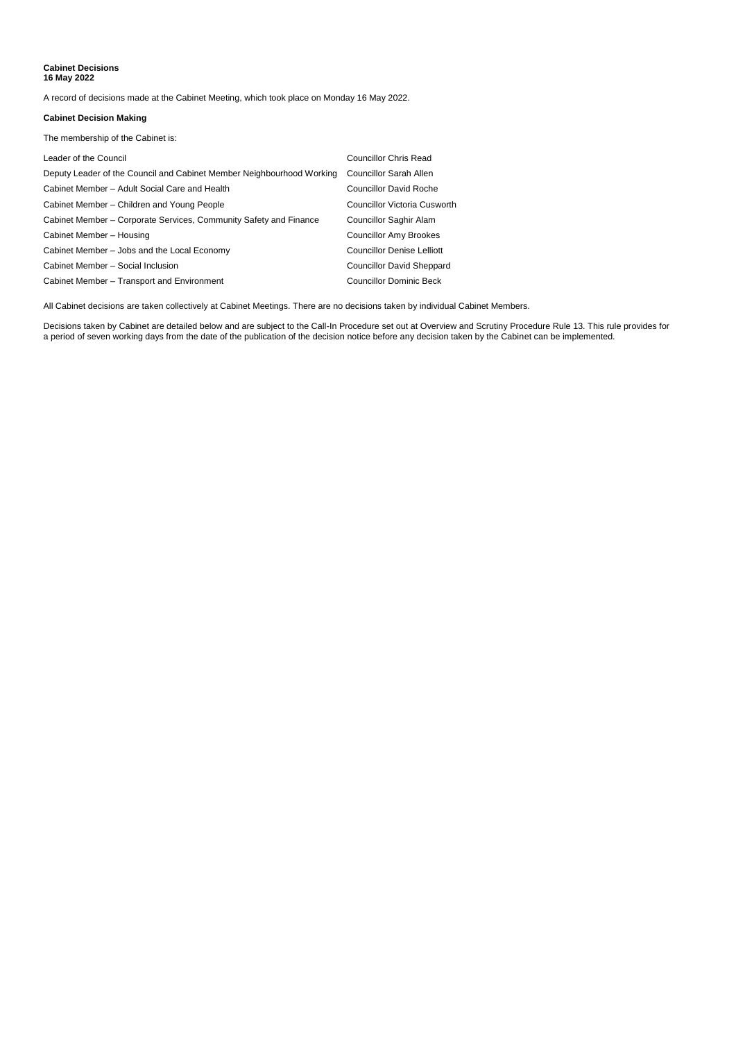**Cabinet Decisions**
**16 May 2022**

A record of decisions made at the Cabinet Meeting, which took place on Monday 16 May 2022.

**Cabinet Decision Making**

The membership of the Cabinet is:

| | |
|---|---|
| Leader of the Council | Councillor Chris Read |
| Deputy Leader of the Council and Cabinet Member Neighbourhood Working | Councillor Sarah Allen |
| Cabinet Member – Adult Social Care and Health | Councillor David Roche |
| Cabinet Member – Children and Young People | Councillor Victoria Cusworth |
| Cabinet Member – Corporate Services, Community Safety and Finance | Councillor Saghir Alam |
| Cabinet Member – Housing | Councillor Amy Brookes |
| Cabinet Member – Jobs and the Local Economy | Councillor Denise Lelliott |
| Cabinet Member – Social Inclusion | Councillor David Sheppard |
| Cabinet Member – Transport and Environment | Councillor Dominic Beck |

All Cabinet decisions are taken collectively at Cabinet Meetings. There are no decisions taken by individual Cabinet Members.

Decisions taken by Cabinet are detailed below and are subject to the Call-In Procedure set out at Overview and Scrutiny Procedure Rule 13. This rule provides for a period of seven working days from the date of the publication of the decision notice before any decision taken by the Cabinet can be implemented.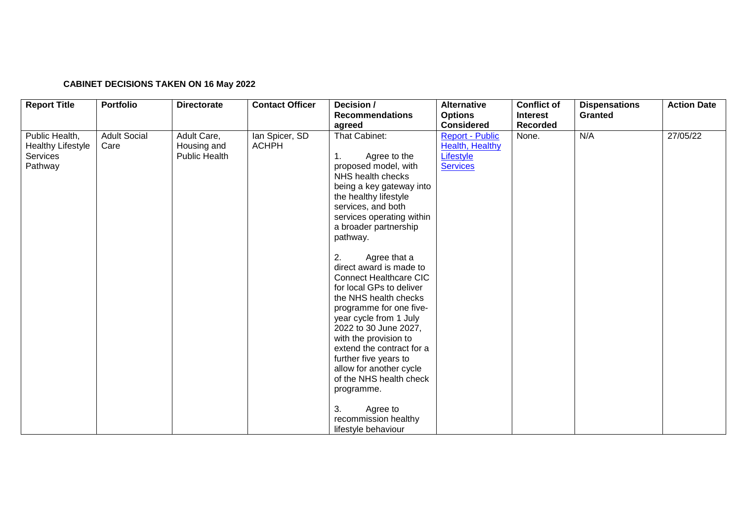**CABINET DECISIONS TAKEN ON 16 May 2022**

| Report Title | Portfolio | Directorate | Contact Officer | Decision / Recommendations agreed | Alternative Options Considered | Conflict of Interest Recorded | Dispensations Granted | Action Date |
|---|---|---|---|---|---|---|---|---|
| Public Health, Healthy Lifestyle Services Pathway | Adult Social Care | Adult Care, Housing and Public Health | Ian Spicer, SD ACHPH | That Cabinet:<br><br>1. Agree to the proposed model, with NHS health checks being a key gateway into the healthy lifestyle services, and both services operating within a broader partnership pathway.<br><br>2. Agree that a direct award is made to Connect Healthcare CIC for local GPs to deliver the NHS health checks programme for one five-year cycle from 1 July 2022 to 30 June 2027, with the provision to extend the contract for a further five years to allow for another cycle of the NHS health check programme.<br><br>3. Agree to recommission healthy lifestyle behaviour | Report - Public Health, Healthy Lifestyle Services | None. | N/A | 27/05/22 |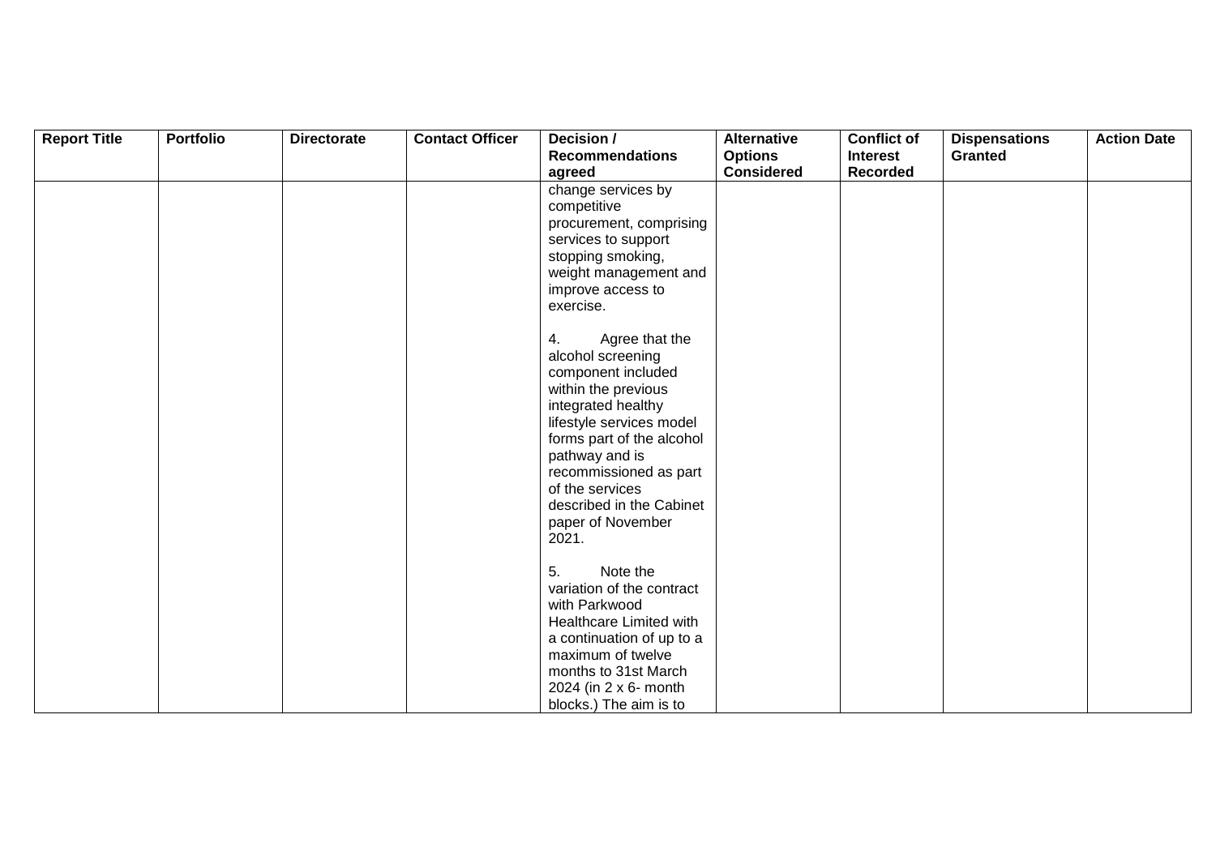| Report Title | Portfolio | Directorate | Contact Officer | Decision / Recommendations agreed | Alternative Options Considered | Conflict of Interest Recorded | Dispensations Granted | Action Date |
|---|---|---|---|---|---|---|---|---|
| | | | | change services by competitive procurement, comprising services to support stopping smoking, weight management and improve access to exercise.<br><br>4. Agree that the alcohol screening component included within the previous integrated healthy lifestyle services model forms part of the alcohol pathway and is recommissioned as part of the services described in the Cabinet paper of November 2021.<br><br>5. Note the variation of the contract with Parkwood Healthcare Limited with a continuation of up to a maximum of twelve months to 31st March 2024 (in 2 x 6- month blocks.) The aim is to | | | | |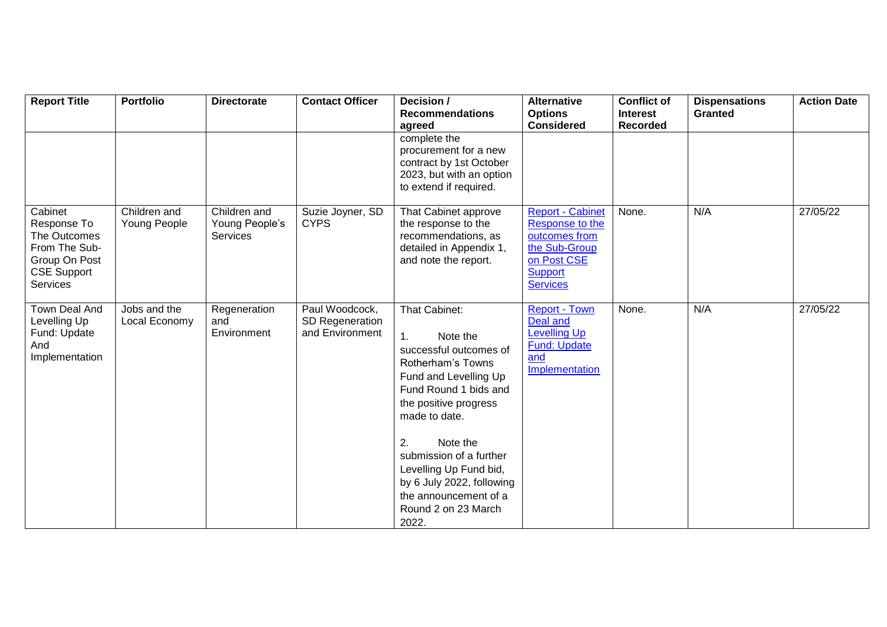| Report Title | Portfolio | Directorate | Contact Officer | Decision / Recommendations agreed | Alternative Options Considered | Conflict of Interest Recorded | Dispensations Granted | Action Date |
|---|---|---|---|---|---|---|---|---|
| | | | | complete the procurement for a new contract by 1st October 2023, but with an option to extend if required. | | | | |
| Cabinet Response To The Outcomes From The Sub-Group On Post CSE Support Services | Children and Young People | Children and Young People's Services | Suzie Joyner, SD CYPS | That Cabinet approve the response to the recommendations, as detailed in Appendix 1, and note the report. | Report - Cabinet Response to the outcomes from the Sub-Group on Post CSE Support Services | None. | N/A | 27/05/22 |
| Town Deal And Levelling Up Fund: Update And Implementation | Jobs and the Local Economy | Regeneration and Environment | Paul Woodcock, SD Regeneration and Environment | That Cabinet:<br><br>1. Note the successful outcomes of Rotherham's Towns Fund and Levelling Up Fund Round 1 bids and the positive progress made to date.<br><br>2. Note the submission of a further Levelling Up Fund bid, by 6 July 2022, following the announcement of a Round 2 on 23 March 2022. | Report - Town Deal and Levelling Up Fund: Update and Implementation | None. | N/A | 27/05/22 |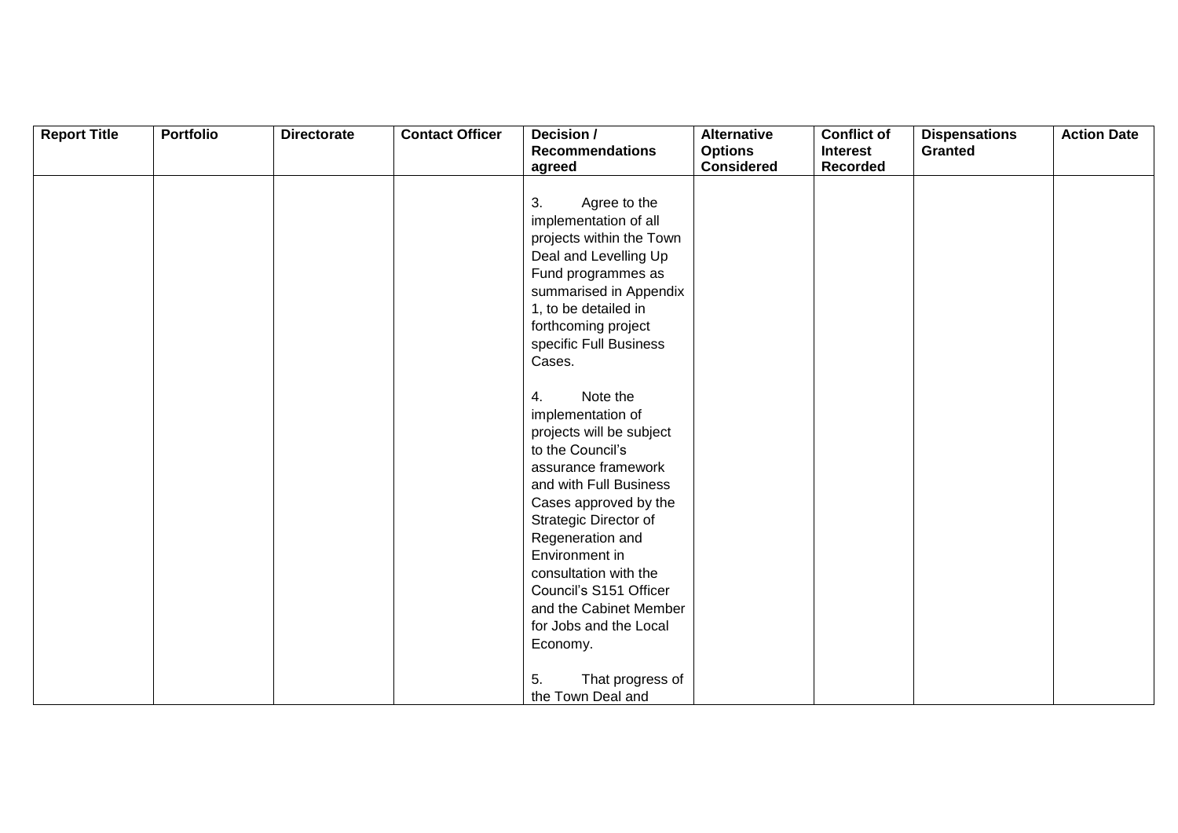| Report Title | Portfolio | Directorate | Contact Officer | Decision / Recommendations agreed | Alternative Options Considered | Conflict of Interest Recorded | Dispensations Granted | Action Date |
|---|---|---|---|---|---|---|---|---|
| | | | | 3. Agree to the implementation of all projects within the Town Deal and Levelling Up Fund programmes as summarised in Appendix 1, to be detailed in forthcoming project specific Full Business Cases.<br><br>4. Note the implementation of projects will be subject to the Council's assurance framework and with Full Business Cases approved by the Strategic Director of Regeneration and Environment in consultation with the Council's S151 Officer and the Cabinet Member for Jobs and the Local Economy.<br><br>5. That progress of the Town Deal and | | | | |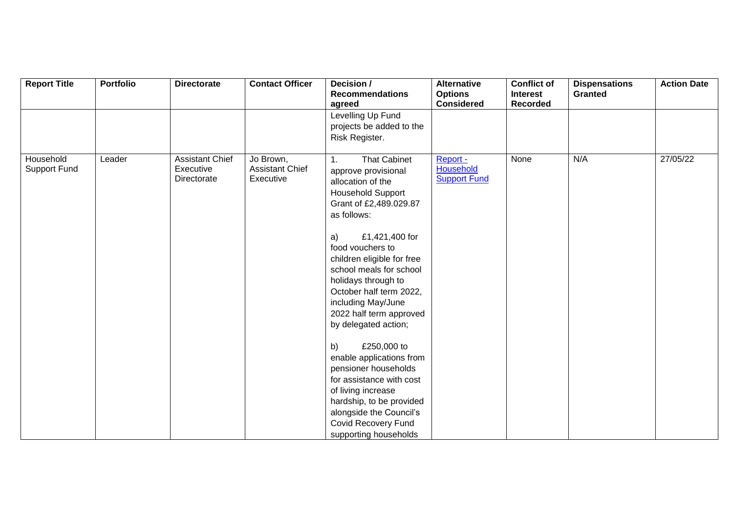| Report Title | Portfolio | Directorate | Contact Officer | Decision / Recommendations agreed | Alternative Options Considered | Conflict of Interest Recorded | Dispensations Granted | Action Date |
|---|---|---|---|---|---|---|---|---|
| | | | | Levelling Up Fund projects be added to the Risk Register. | | | | |
| Household Support Fund | Leader | Assistant Chief Executive Directorate | Jo Brown, Assistant Chief Executive | 1. That Cabinet approve provisional allocation of the Household Support Grant of £2,489.029.87 as follows:<br><br>a) £1,421,400 for food vouchers to children eligible for free school meals for school holidays through to October half term 2022, including May/June 2022 half term approved by delegated action;<br><br>b) £250,000 to enable applications from pensioner households for assistance with cost of living increase hardship, to be provided alongside the Council's Covid Recovery Fund supporting households | [Report - Household Support Fund] | None | N/A | 27/05/22 |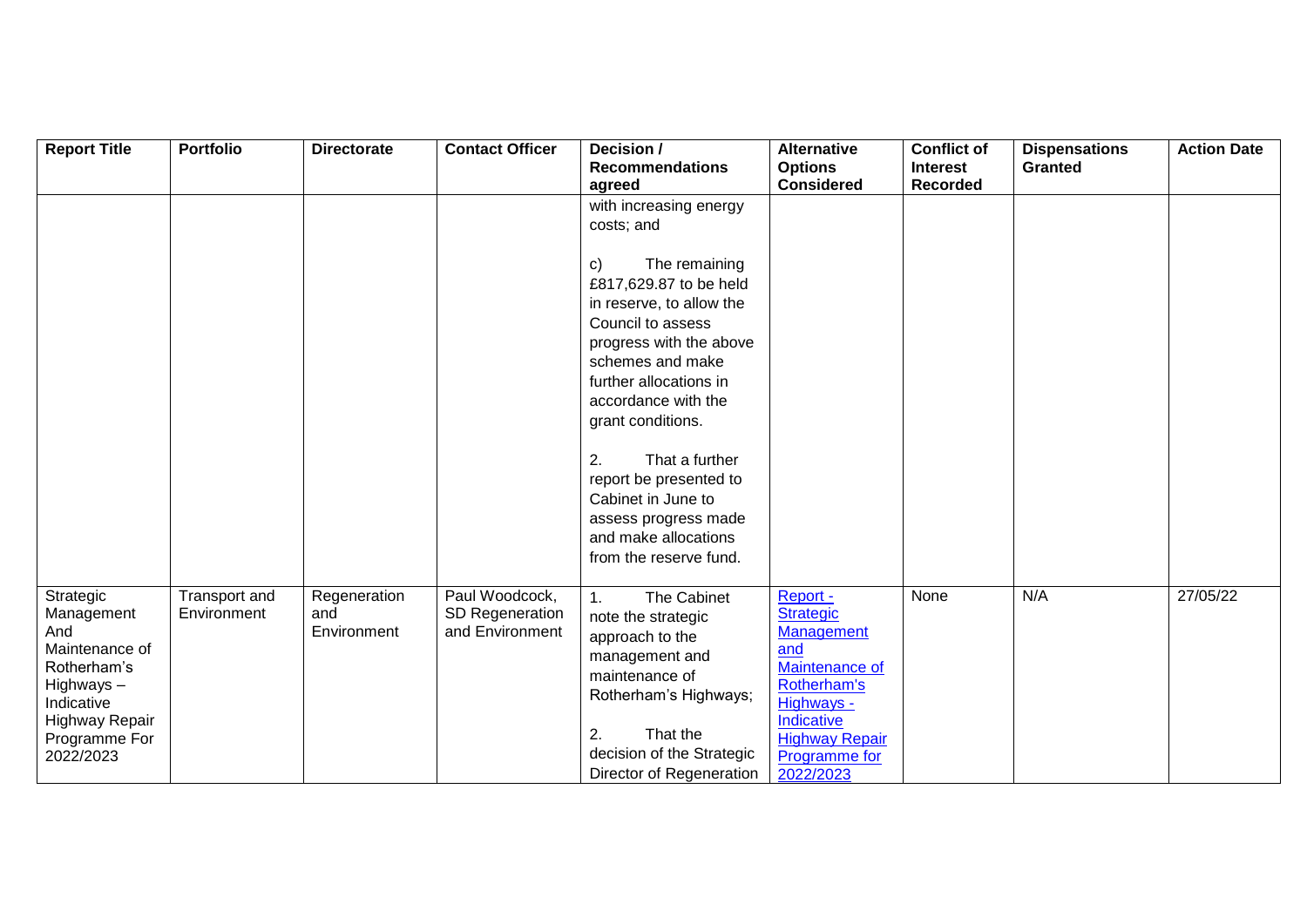| Report Title | Portfolio | Directorate | Contact Officer | Decision / Recommendations agreed | Alternative Options Considered | Conflict of Interest Recorded | Dispensations Granted | Action Date |
|---|---|---|---|---|---|---|---|---|
| | | | | with increasing energy costs; and<br><br>c) The remaining £817,629.87 to be held in reserve, to allow the Council to assess progress with the above schemes and make further allocations in accordance with the grant conditions.<br><br>2. That a further report be presented to Cabinet in June to assess progress made and make allocations from the reserve fund. | | | | |
| Strategic Management And Maintenance of Rotherham's Highways – Indicative Highway Repair Programme For 2022/2023 | Transport and Environment | Regeneration and Environment | Paul Woodcock, SD Regeneration and Environment | 1. The Cabinet note the strategic approach to the management and maintenance of Rotherham's Highways;<br><br>2. That the decision of the Strategic Director of Regeneration | Report - Strategic Management and Maintenance of Rotherham's Highways - Indicative Highway Repair Programme for 2022/2023 | None | N/A | 27/05/22 |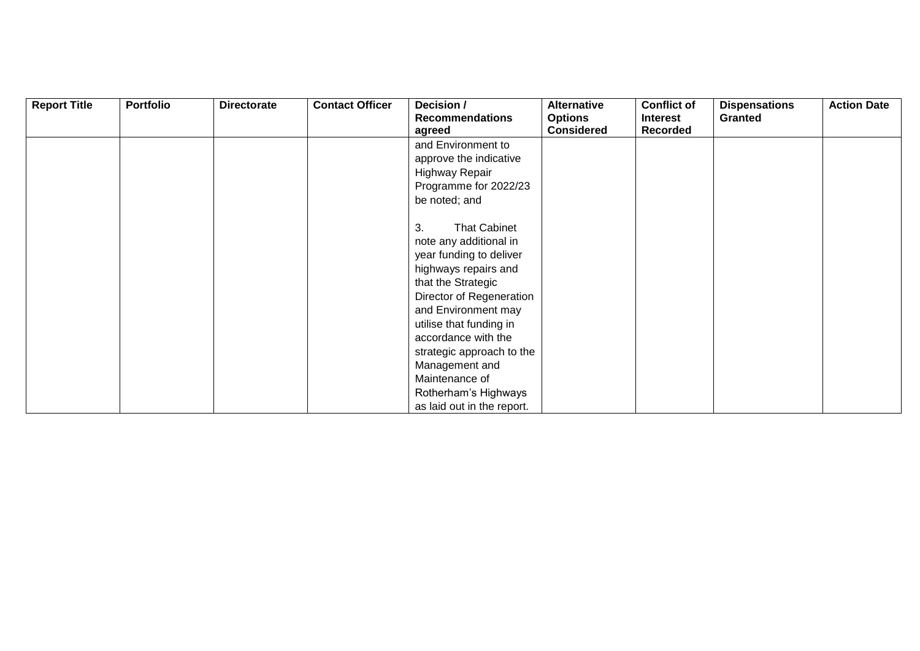| Report Title | Portfolio | Directorate | Contact Officer | Decision / Recommendations agreed | Alternative Options Considered | Conflict of Interest Recorded | Dispensations Granted | Action Date |
|---|---|---|---|---|---|---|---|---|
| | | | | and Environment to approve the indicative Highway Repair Programme for 2022/23 be noted; and<br><br>3. That Cabinet note any additional in year funding to deliver highways repairs and that the Strategic Director of Regeneration and Environment may utilise that funding in accordance with the strategic approach to the Management and Maintenance of Rotherham's Highways as laid out in the report. | | | | |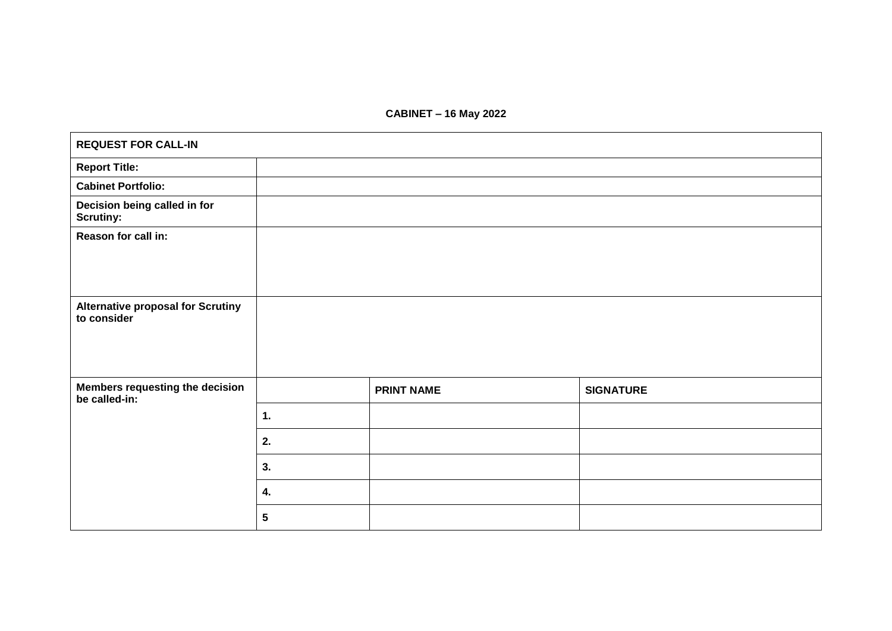**CABINET – 16 May 2022**

| **REQUEST FOR CALL-IN** | | | |
|---|---|---|---|
| **Report Title:** | | | |
| **Cabinet Portfolio:** | | | |
| **Decision being called in for Scrutiny:** | | | |
| **Reason for call in:** | | | |
| **Alternative proposal for Scrutiny to consider** | | | |
| **Members requesting the decision be called-in:** | | **PRINT NAME** | **SIGNATURE** |
| | **1.** | | |
| | **2.** | | |
| | **3.** | | |
| | **4.** | | |
| | **5** | | |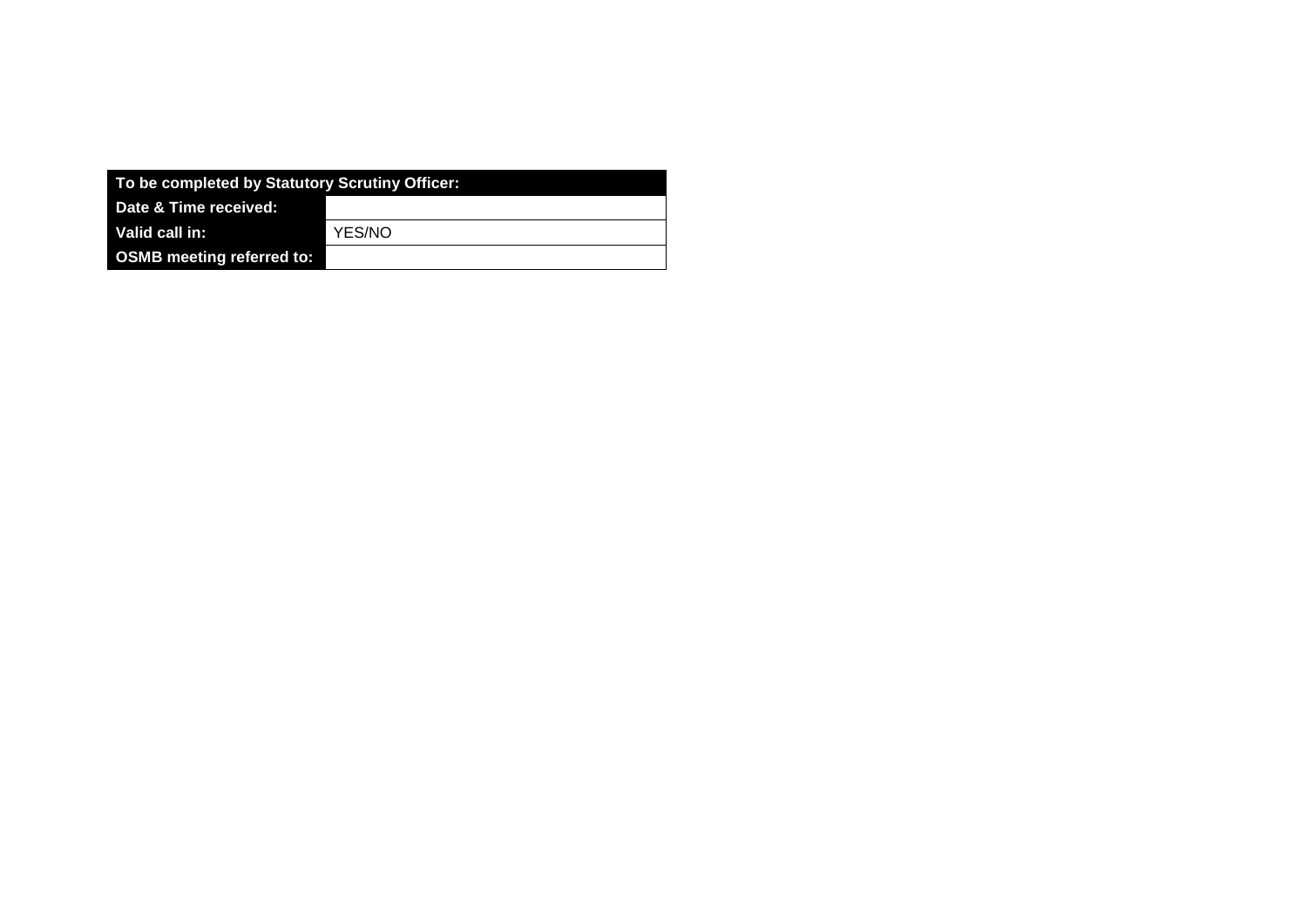| To be completed by Statutory Scrutiny Officer: | |
|---|---|
| Date & Time received: | |
| Valid call in: | YES/NO |
| OSMB meeting referred to: | |